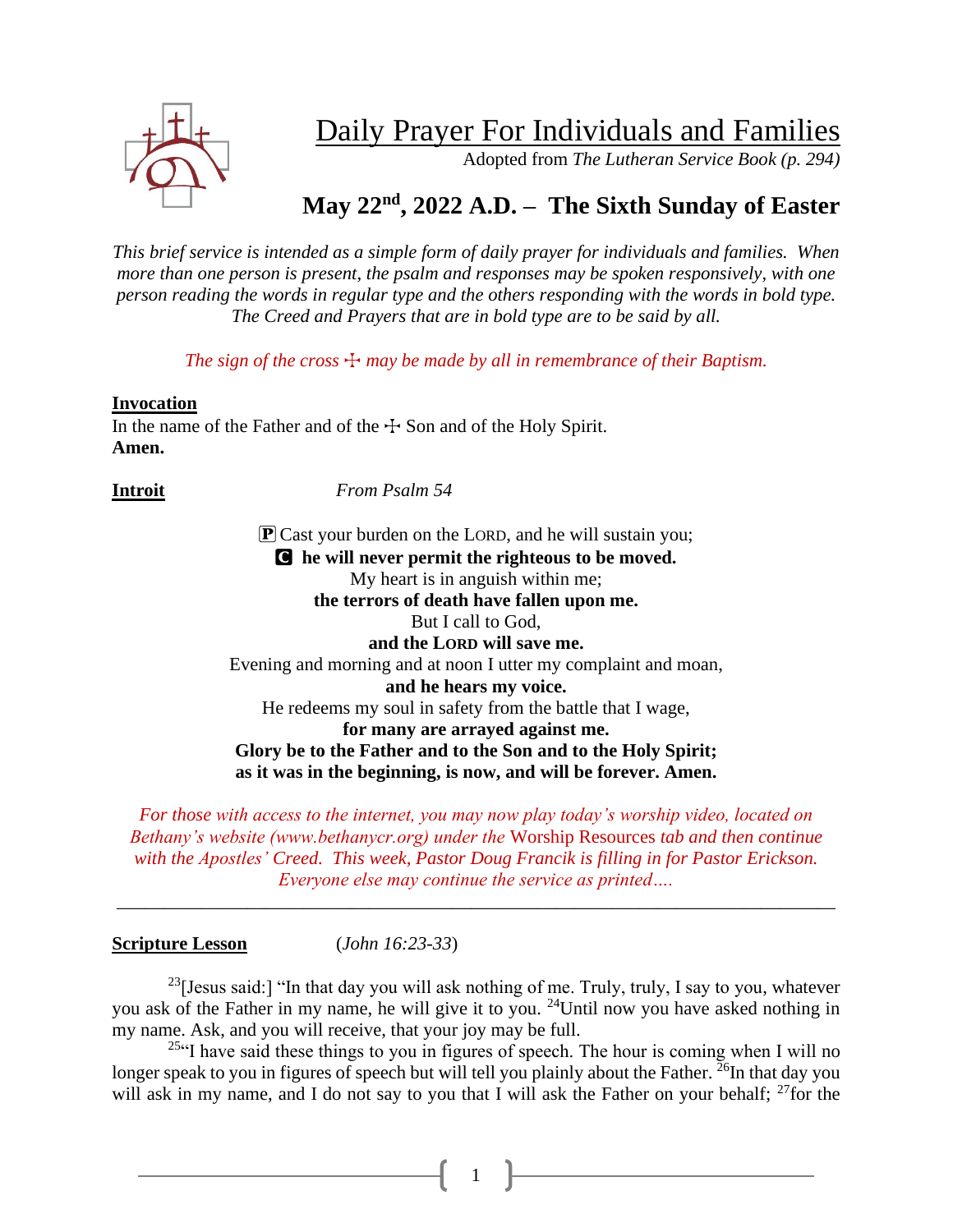# Daily Prayer For Individuals and Families

Adopted from *The Lutheran Service Book (p. 294)*

## May 22nd, 2022 A.D. – The Sixth Sunday of Easter

*This brief service is intended as a simple form of daily prayer for individuals and families. When more than one person is present, the psalm and responses may be spoken responsively, with one person reading the words in regular type and the others responding with the words in bold type. The Creed and Prayers that are in bold type are to be said by all.*

*The sign of the cross ☩ may be made by all in remembrance of their Baptism.*

**Invocation**

In the name of the Father and of the ☩ Son and of the Holy Spirit.
**Amen.**

**Introit** *From Psalm 54*

Ⓟ Cast your burden on the LORD, and he will sustain you;
**Ⓒ he will never permit the righteous to be moved.**
My heart is in anguish within me;
**the terrors of death have fallen upon me.**
But I call to God,
**and the LORD will save me.**
Evening and morning and at noon I utter my complaint and moan,
**and he hears my voice.**
He redeems my soul in safety from the battle that I wage,
**for many are arrayed against me.**
**Glory be to the Father and to the Son and to the Holy Spirit;**
**as it was in the beginning, is now, and will be forever. Amen.**

*For those with access to the internet, you may now play today's worship video, located on Bethany's website (www.bethanycr.org) under the* Worship Resources *tab and then continue with the Apostles' Creed. This week, Pastor Doug Francik is filling in for Pastor Erickson. Everyone else may continue the service as printed….*

---

**Scripture Lesson** (*John 16:23-33*)

[23][Jesus said:] "In that day you will ask nothing of me. Truly, truly, I say to you, whatever you ask of the Father in my name, he will give it to you. [24]Until now you have asked nothing in my name. Ask, and you will receive, that your joy may be full.

[25]"I have said these things to you in figures of speech. The hour is coming when I will no longer speak to you in figures of speech but will tell you plainly about the Father. [26]In that day you will ask in my name, and I do not say to you that I will ask the Father on your behalf; [27]for the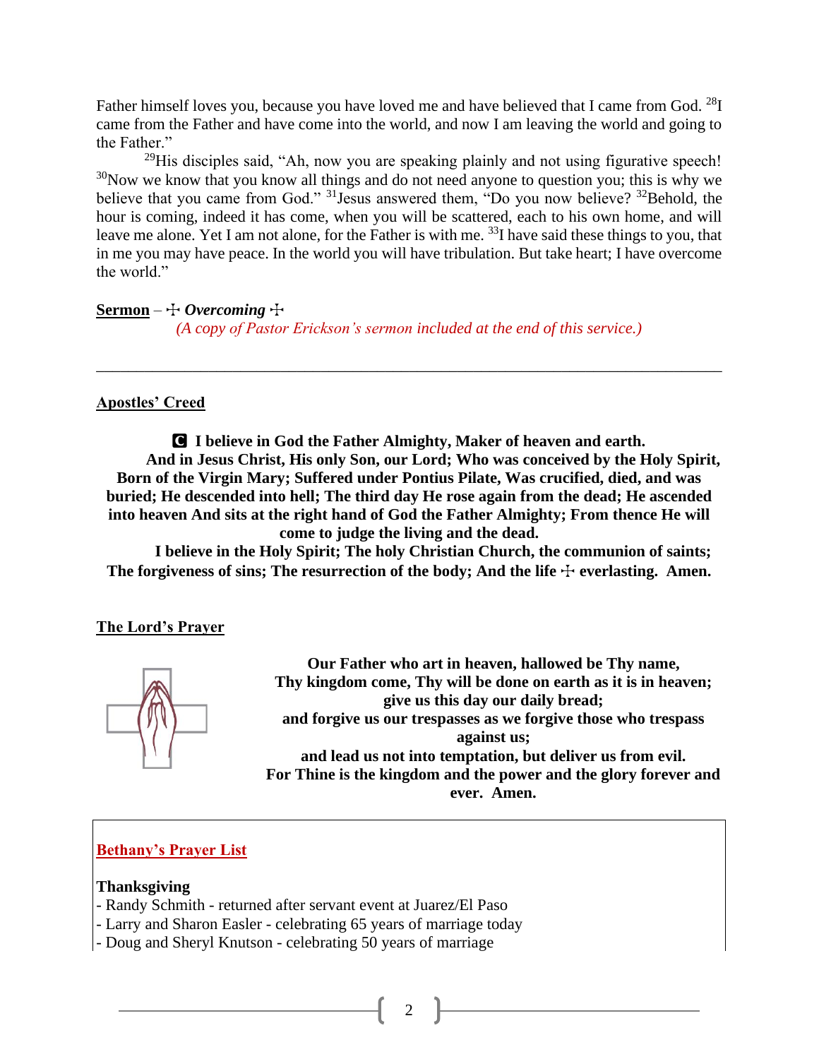Father himself loves you, because you have loved me and have believed that I came from God. [28]I came from the Father and have come into the world, and now I am leaving the world and going to the Father."

[29]His disciples said, "Ah, now you are speaking plainly and not using figurative speech! [30]Now we know that you know all things and do not need anyone to question you; this is why we believe that you came from God." [31]Jesus answered them, "Do you now believe? [32]Behold, the hour is coming, indeed it has come, when you will be scattered, each to his own home, and will leave me alone. Yet I am not alone, for the Father is with me. [33]I have said these things to you, that in me you may have peace. In the world you will have tribulation. But take heart; I have overcome the world."

**Sermon** – ☩ ***Overcoming*** ☩

*(A copy of Pastor Erickson's sermon included at the end of this service.)*

---

**Apostles' Creed**

**Ⓒ I believe in God the Father Almighty, Maker of heaven and earth.**
**And in Jesus Christ, His only Son, our Lord; Who was conceived by the Holy Spirit, Born of the Virgin Mary; Suffered under Pontius Pilate, Was crucified, died, and was buried; He descended into hell; The third day He rose again from the dead; He ascended into heaven And sits at the right hand of God the Father Almighty; From thence He will come to judge the living and the dead.**
**I believe in the Holy Spirit; The holy Christian Church, the communion of saints; The forgiveness of sins; The resurrection of the body; And the life ☩ everlasting. Amen.**

**The Lord's Prayer**

**Our Father who art in heaven, hallowed be Thy name,**
**Thy kingdom come, Thy will be done on earth as it is in heaven;**
**give us this day our daily bread;**
**and forgive us our trespasses as we forgive those who trespass against us;**
**and lead us not into temptation, but deliver us from evil.**
**For Thine is the kingdom and the power and the glory forever and ever. Amen.**

**Bethany's Prayer List**

**Thanksgiving**
- Randy Schmith - returned after servant event at Juarez/El Paso
- Larry and Sharon Easler - celebrating 65 years of marriage today
- Doug and Sheryl Knutson - celebrating 50 years of marriage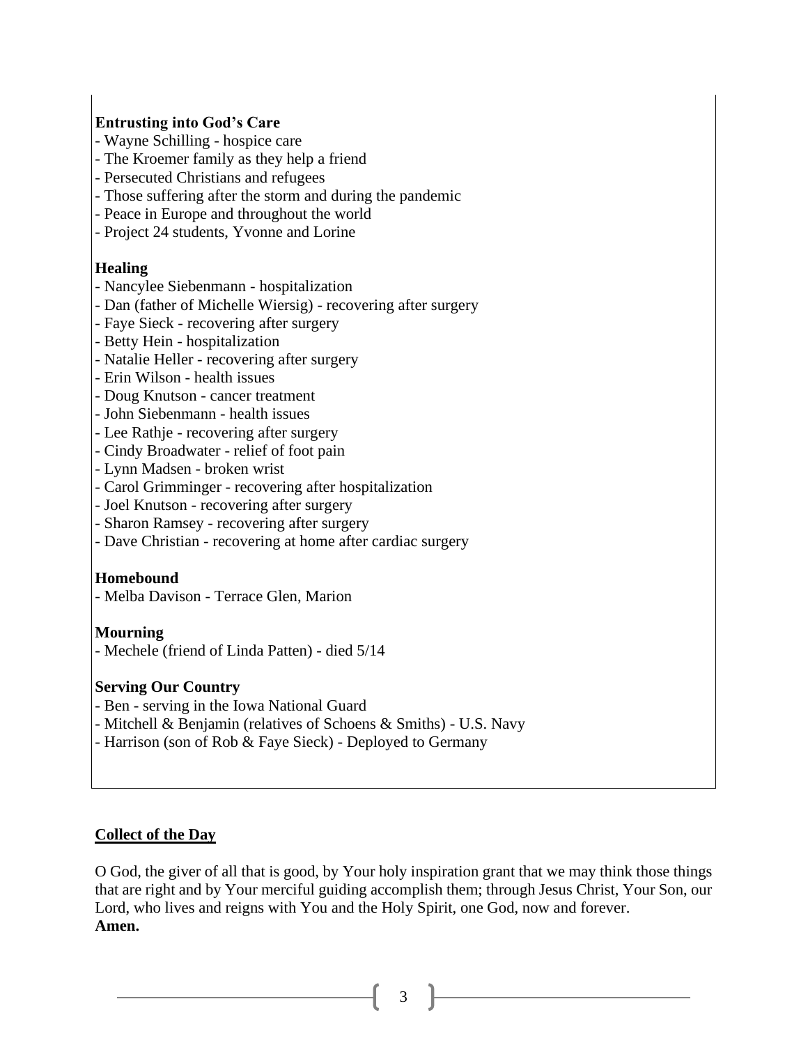**Entrusting into God's Care**

- Wayne Schilling - hospice care
- The Kroemer family as they help a friend
- Persecuted Christians and refugees
- Those suffering after the storm and during the pandemic
- Peace in Europe and throughout the world
- Project 24 students, Yvonne and Lorine

**Healing**

- Nancylee Siebenmann - hospitalization
- Dan (father of Michelle Wiersig) - recovering after surgery
- Faye Sieck - recovering after surgery
- Betty Hein - hospitalization
- Natalie Heller - recovering after surgery
- Erin Wilson - health issues
- Doug Knutson - cancer treatment
- John Siebenmann - health issues
- Lee Rathje - recovering after surgery
- Cindy Broadwater - relief of foot pain
- Lynn Madsen - broken wrist
- Carol Grimminger - recovering after hospitalization
- Joel Knutson - recovering after surgery
- Sharon Ramsey - recovering after surgery
- Dave Christian - recovering at home after cardiac surgery

**Homebound**

- Melba Davison - Terrace Glen, Marion

**Mourning**

- Mechele (friend of Linda Patten) - died 5/14

**Serving Our Country**

- Ben - serving in the Iowa National Guard
- Mitchell & Benjamin (relatives of Schoens & Smiths) - U.S. Navy
- Harrison (son of Rob & Faye Sieck) - Deployed to Germany

## Collect of the Day

O God, the giver of all that is good, by Your holy inspiration grant that we may think those things that are right and by Your merciful guiding accomplish them; through Jesus Christ, Your Son, our Lord, who lives and reigns with You and the Holy Spirit, one God, now and forever.
**Amen.**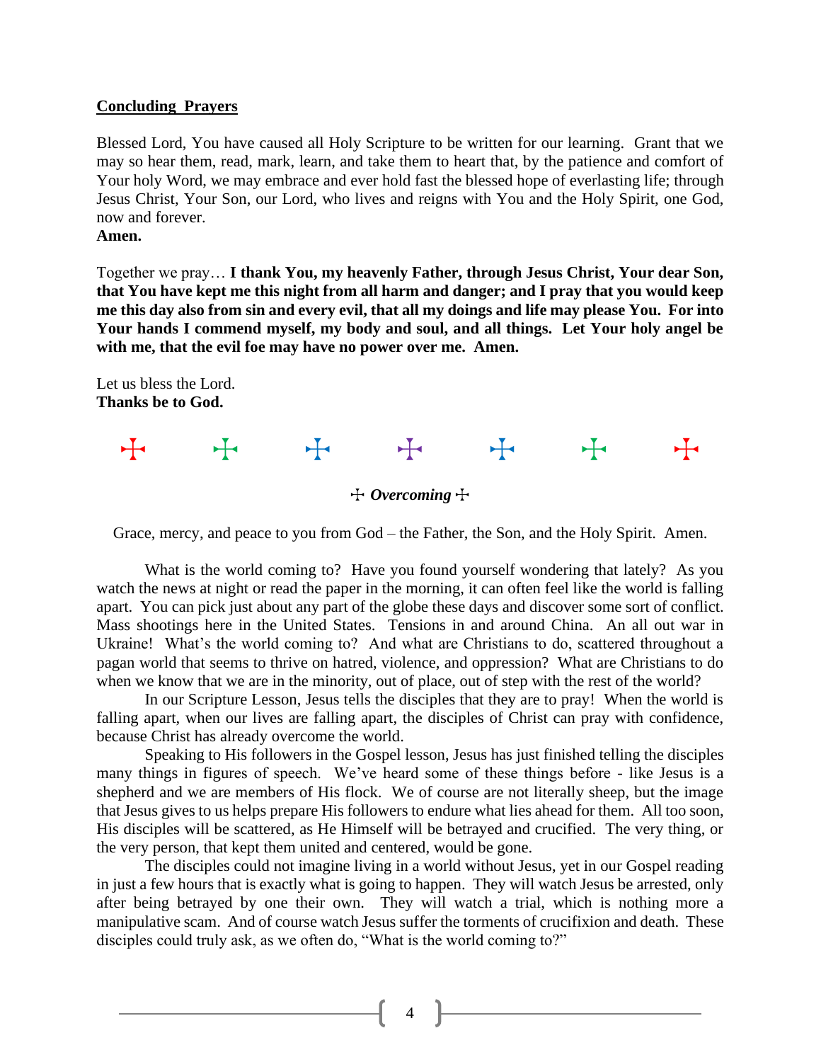## Concluding Prayers

Blessed Lord, You have caused all Holy Scripture to be written for our learning. Grant that we may so hear them, read, mark, learn, and take them to heart that, by the patience and comfort of Your holy Word, we may embrace and ever hold fast the blessed hope of everlasting life; through Jesus Christ, Your Son, our Lord, who lives and reigns with You and the Holy Spirit, one God, now and forever.
**Amen.**

Together we pray… **I thank You, my heavenly Father, through Jesus Christ, Your dear Son, that You have kept me this night from all harm and danger; and I pray that you would keep me this day also from sin and every evil, that all my doings and life may please You. For into Your hands I commend myself, my body and soul, and all things. Let Your holy angel be with me, that the evil foe may have no power over me. Amen.**

Let us bless the Lord.
**Thanks be to God.**

☩ ☩ ☩ ☩ ☩ ☩ ☩

☩ ***Overcoming*** ☩

Grace, mercy, and peace to you from God – the Father, the Son, and the Holy Spirit. Amen.

What is the world coming to? Have you found yourself wondering that lately? As you watch the news at night or read the paper in the morning, it can often feel like the world is falling apart. You can pick just about any part of the globe these days and discover some sort of conflict. Mass shootings here in the United States. Tensions in and around China. An all out war in Ukraine! What's the world coming to? And what are Christians to do, scattered throughout a pagan world that seems to thrive on hatred, violence, and oppression? What are Christians to do when we know that we are in the minority, out of place, out of step with the rest of the world?

In our Scripture Lesson, Jesus tells the disciples that they are to pray! When the world is falling apart, when our lives are falling apart, the disciples of Christ can pray with confidence, because Christ has already overcome the world.

Speaking to His followers in the Gospel lesson, Jesus has just finished telling the disciples many things in figures of speech. We've heard some of these things before - like Jesus is a shepherd and we are members of His flock. We of course are not literally sheep, but the image that Jesus gives to us helps prepare His followers to endure what lies ahead for them. All too soon, His disciples will be scattered, as He Himself will be betrayed and crucified. The very thing, or the very person, that kept them united and centered, would be gone.

The disciples could not imagine living in a world without Jesus, yet in our Gospel reading in just a few hours that is exactly what is going to happen. They will watch Jesus be arrested, only after being betrayed by one their own. They will watch a trial, which is nothing more a manipulative scam. And of course watch Jesus suffer the torments of crucifixion and death. These disciples could truly ask, as we often do, "What is the world coming to?"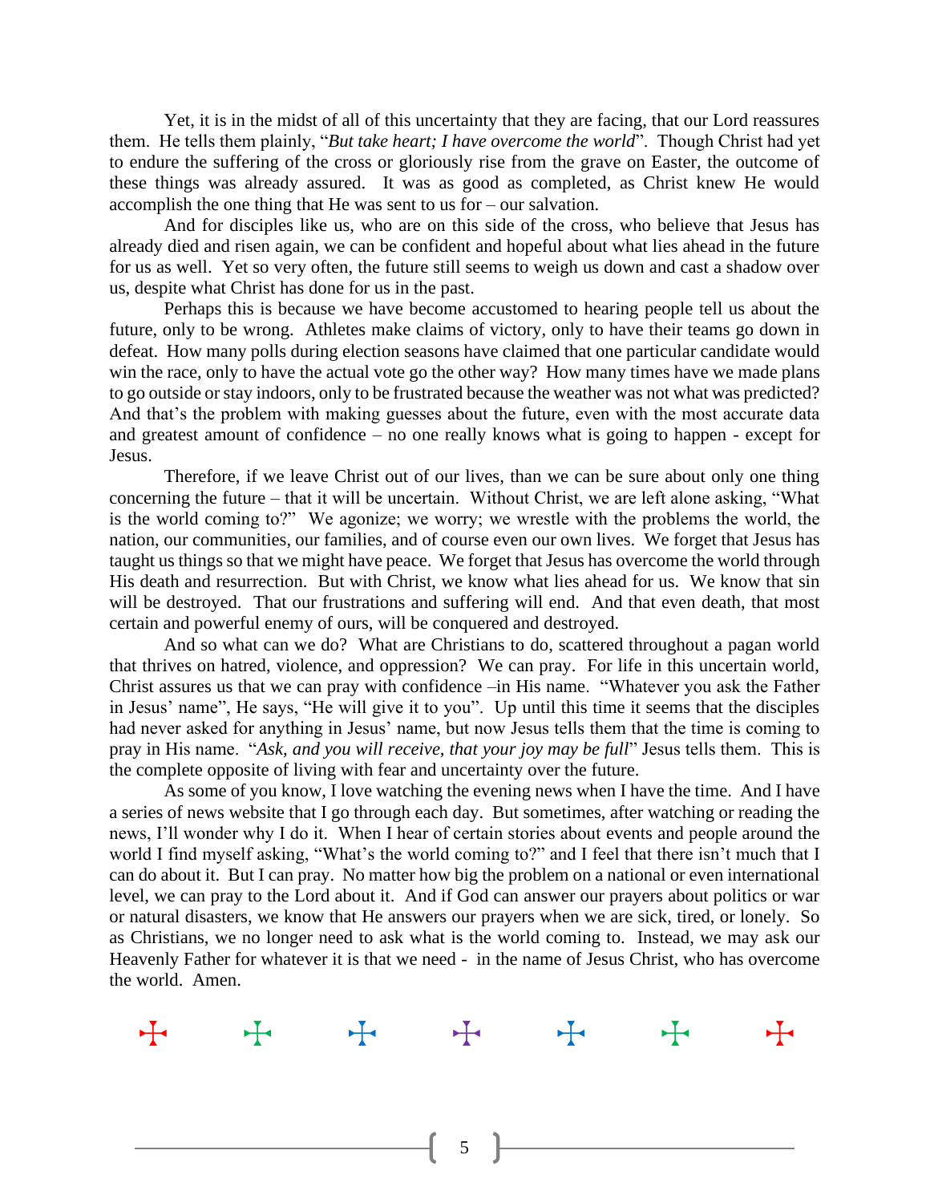Yet, it is in the midst of all of this uncertainty that they are facing, that our Lord reassures them. He tells them plainly, "*But take heart; I have overcome the world*". Though Christ had yet to endure the suffering of the cross or gloriously rise from the grave on Easter, the outcome of these things was already assured. It was as good as completed, as Christ knew He would accomplish the one thing that He was sent to us for – our salvation.

And for disciples like us, who are on this side of the cross, who believe that Jesus has already died and risen again, we can be confident and hopeful about what lies ahead in the future for us as well. Yet so very often, the future still seems to weigh us down and cast a shadow over us, despite what Christ has done for us in the past.

Perhaps this is because we have become accustomed to hearing people tell us about the future, only to be wrong. Athletes make claims of victory, only to have their teams go down in defeat. How many polls during election seasons have claimed that one particular candidate would win the race, only to have the actual vote go the other way? How many times have we made plans to go outside or stay indoors, only to be frustrated because the weather was not what was predicted? And that's the problem with making guesses about the future, even with the most accurate data and greatest amount of confidence – no one really knows what is going to happen - except for Jesus.

Therefore, if we leave Christ out of our lives, than we can be sure about only one thing concerning the future – that it will be uncertain. Without Christ, we are left alone asking, "What is the world coming to?" We agonize; we worry; we wrestle with the problems the world, the nation, our communities, our families, and of course even our own lives. We forget that Jesus has taught us things so that we might have peace. We forget that Jesus has overcome the world through His death and resurrection. But with Christ, we know what lies ahead for us. We know that sin will be destroyed. That our frustrations and suffering will end. And that even death, that most certain and powerful enemy of ours, will be conquered and destroyed.

And so what can we do? What are Christians to do, scattered throughout a pagan world that thrives on hatred, violence, and oppression? We can pray. For life in this uncertain world, Christ assures us that we can pray with confidence –in His name. "Whatever you ask the Father in Jesus' name", He says, "He will give it to you". Up until this time it seems that the disciples had never asked for anything in Jesus' name, but now Jesus tells them that the time is coming to pray in His name. "*Ask, and you will receive, that your joy may be full*" Jesus tells them. This is the complete opposite of living with fear and uncertainty over the future.

As some of you know, I love watching the evening news when I have the time. And I have a series of news website that I go through each day. But sometimes, after watching or reading the news, I'll wonder why I do it. When I hear of certain stories about events and people around the world I find myself asking, "What's the world coming to?" and I feel that there isn't much that I can do about it. But I can pray. No matter how big the problem on a national or even international level, we can pray to the Lord about it. And if God can answer our prayers about politics or war or natural disasters, we know that He answers our prayers when we are sick, tired, or lonely. So as Christians, we no longer need to ask what is the world coming to. Instead, we may ask our Heavenly Father for whatever it is that we need - in the name of Jesus Christ, who has overcome the world. Amen.